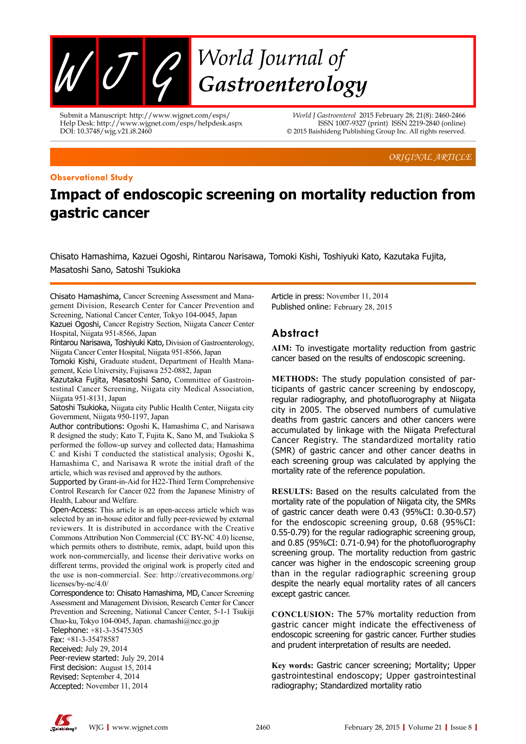ORIGINAL ARTICLE

**Observational Study**

# Impact of endoscopic screening on mortality reduction from gastric cancer

Chisato Hamashima, Kazuei Ogoshi, Rintarou Narisawa, Tomoki Kishi, Toshiyuki Kato, Kazutaka Fujita, Masatoshi Sano, Satoshi Tsukioka

Chisato Hamashima, Cancer Screening Assessment and Management Division, Research Center for Cancer Prevention and Screening, National Cancer Center, Tokyo 104-0045, Japan

Kazuei Ogoshi, Cancer Registry Section, Niigata Cancer Center Hospital, Niigata 951-8566, Japan

Rintarou Narisawa, Toshiyuki Kato, Division of Gastroenterology, Niigata Cancer Center Hospital, Niigata 951-8566, Japan

Tomoki Kishi, Graduate student, Department of Health Management, Keio University, Fujisawa 252-0882, Japan

Kazutaka Fujita, Masatoshi Sano, Committee of Gastrointestinal Cancer Screening, Niigata city Medical Association, Niigata 951-8131, Japan

Satoshi Tsukioka, Niigata city Public Health Center, Niigata city Government, Niigata 950-1197, Japan

Author contributions: Ogoshi K, Hamashima C, and Narisawa R designed the study; Kato T, Fujita K, Sano M, and Tsukioka S performed the follow-up survey and collected data; Hamashima C and Kishi T conducted the statistical analysis; Ogoshi K, Hamashima C, and Narisawa R wrote the initial draft of the article, which was revised and approved by the authors.

Supported by Grant-in-Aid for H22-Third Term Comprehensive Control Research for Cancer 022 from the Japanese Ministry of Health, Labour and Welfare.

Open-Access: This article is an open-access article which was selected by an in-house editor and fully peer-reviewed by external reviewers. It is distributed in accordance with the Creative Commons Attribution Non Commercial (CC BY-NC 4.0) license, which permits others to distribute, remix, adapt, build upon this work non-commercially, and license their derivative works on different terms, provided the original work is properly cited and the use is non-commercial. See: http://creativecommons.org/licenses/by-nc/4.0/

Correspondence to: Chisato Hamashima, MD, Cancer Screening Assessment and Management Division, Research Center for Cancer Prevention and Screening, National Cancer Center, 5-1-1 Tsukiji Chuo-ku, Tokyo 104-0045, Japan. chamashi@ncc.go.jp

Telephone: +81-3-35475305

Fax: +81-3-35478587

Received: July 29, 2014

Peer-review started: July 29, 2014

First decision: August 15, 2014

Revised: September 4, 2014

Accepted: November 11, 2014

Article in press: November 11, 2014

Published online: February 28, 2015

## Abstract

**AIM:** To investigate mortality reduction from gastric cancer based on the results of endoscopic screening.

**METHODS:** The study population consisted of participants of gastric cancer screening by endoscopy, regular radiography, and photofluorography at Niigata city in 2005. The observed numbers of cumulative deaths from gastric cancers and other cancers were accumulated by linkage with the Niigata Prefectural Cancer Registry. The standardized mortality ratio (SMR) of gastric cancer and other cancer deaths in each screening group was calculated by applying the mortality rate of the reference population.

**RESULTS:** Based on the results calculated from the mortality rate of the population of Niigata city, the SMRs of gastric cancer death were 0.43 (95%CI: 0.30-0.57) for the endoscopic screening group, 0.68 (95%CI: 0.55-0.79) for the regular radiographic screening group, and 0.85 (95%CI: 0.71-0.94) for the photofluorography screening group. The mortality reduction from gastric cancer was higher in the endoscopic screening group than in the regular radiographic screening group despite the nearly equal mortality rates of all cancers except gastric cancer.

**CONCLUSION:** The 57% mortality reduction from gastric cancer might indicate the effectiveness of endoscopic screening for gastric cancer. Further studies and prudent interpretation of results are needed.

**Key words:** Gastric cancer screening; Mortality; Upper gastrointestinal endoscopy; Upper gastrointestinal radiography; Standardized mortality ratio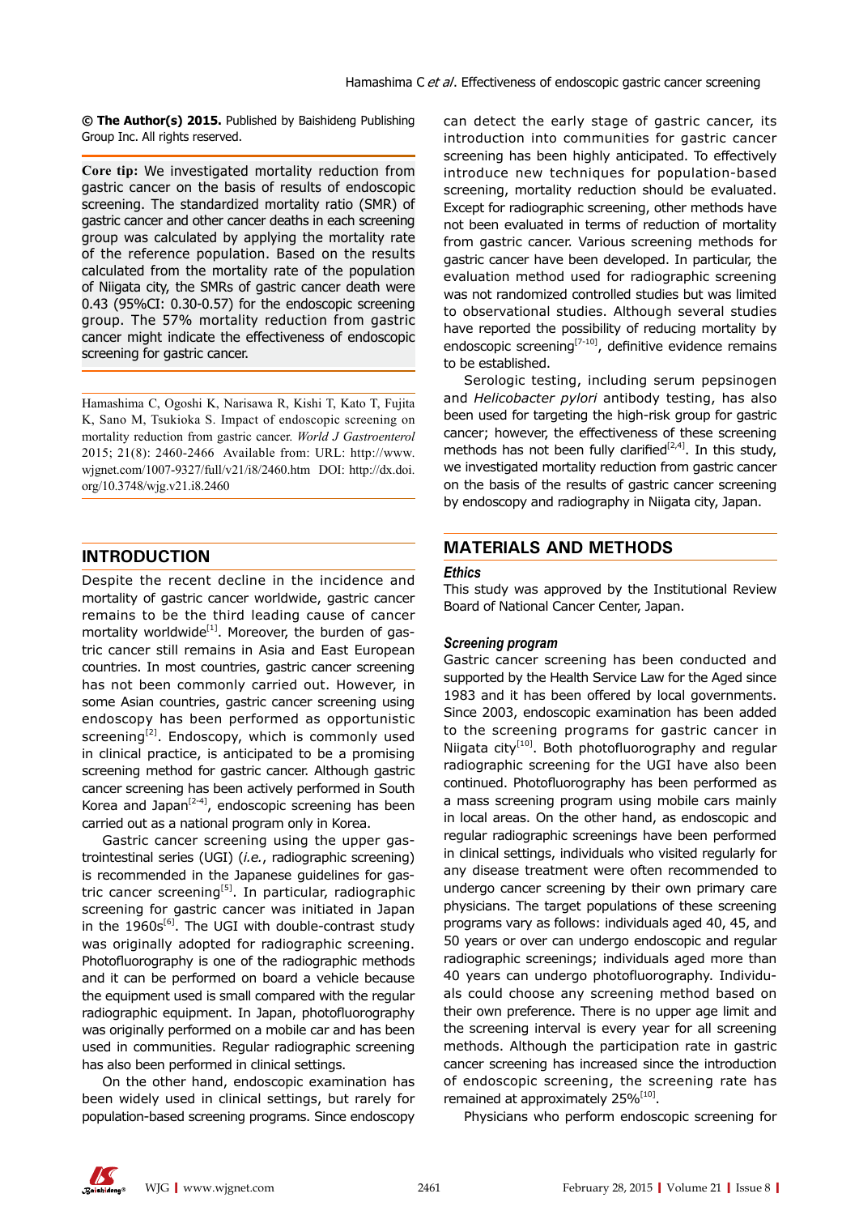**© The Author(s) 2015.** Published by Baishideng Publishing Group Inc. All rights reserved.

**Core tip:** We investigated mortality reduction from gastric cancer on the basis of results of endoscopic screening. The standardized mortality ratio (SMR) of gastric cancer and other cancer deaths in each screening group was calculated by applying the mortality rate of the reference population. Based on the results calculated from the mortality rate of the population of Niigata city, the SMRs of gastric cancer death were 0.43 (95%CI: 0.30-0.57) for the endoscopic screening group. The 57% mortality reduction from gastric cancer might indicate the effectiveness of endoscopic screening for gastric cancer.

Hamashima C, Ogoshi K, Narisawa R, Kishi T, Kato T, Fujita K, Sano M, Tsukioka S. Impact of endoscopic screening on mortality reduction from gastric cancer. *World J Gastroenterol* 2015; 21(8): 2460-2466 Available from: URL: http://www.wjgnet.com/1007-9327/full/v21/i8/2460.htm DOI: http://dx.doi.org/10.3748/wjg.v21.i8.2460

## INTRODUCTION

Despite the recent decline in the incidence and mortality of gastric cancer worldwide, gastric cancer remains to be the third leading cause of cancer mortality worldwide[1]. Moreover, the burden of gastric cancer still remains in Asia and East European countries. In most countries, gastric cancer screening has not been commonly carried out. However, in some Asian countries, gastric cancer screening using endoscopy has been performed as opportunistic screening[2]. Endoscopy, which is commonly used in clinical practice, is anticipated to be a promising screening method for gastric cancer. Although gastric cancer screening has been actively performed in South Korea and Japan[2-4], endoscopic screening has been carried out as a national program only in Korea.

Gastric cancer screening using the upper gastrointestinal series (UGI) (*i.e.*, radiographic screening) is recommended in the Japanese guidelines for gastric cancer screening[5]. In particular, radiographic screening for gastric cancer was initiated in Japan in the 1960s[6]. The UGI with double-contrast study was originally adopted for radiographic screening. Photofluorography is one of the radiographic methods and it can be performed on board a vehicle because the equipment used is small compared with the regular radiographic equipment. In Japan, photofluorography was originally performed on a mobile car and has been used in communities. Regular radiographic screening has also been performed in clinical settings.

On the other hand, endoscopic examination has been widely used in clinical settings, but rarely for population-based screening programs. Since endoscopy can detect the early stage of gastric cancer, its introduction into communities for gastric cancer screening has been highly anticipated. To effectively introduce new techniques for population-based screening, mortality reduction should be evaluated. Except for radiographic screening, other methods have not been evaluated in terms of reduction of mortality from gastric cancer. Various screening methods for gastric cancer have been developed. In particular, the evaluation method used for radiographic screening was not randomized controlled studies but was limited to observational studies. Although several studies have reported the possibility of reducing mortality by endoscopic screening[7-10], definitive evidence remains to be established.

Serologic testing, including serum pepsinogen and *Helicobacter pylori* antibody testing, has also been used for targeting the high-risk group for gastric cancer; however, the effectiveness of these screening methods has not been fully clarified[2,4]. In this study, we investigated mortality reduction from gastric cancer on the basis of the results of gastric cancer screening by endoscopy and radiography in Niigata city, Japan.

## MATERIALS AND METHODS

### Ethics

This study was approved by the Institutional Review Board of National Cancer Center, Japan.

### Screening program

Gastric cancer screening has been conducted and supported by the Health Service Law for the Aged since 1983 and it has been offered by local governments. Since 2003, endoscopic examination has been added to the screening programs for gastric cancer in Niigata city[10]. Both photofluorography and regular radiographic screening for the UGI have also been continued. Photofluorography has been performed as a mass screening program using mobile cars mainly in local areas. On the other hand, as endoscopic and regular radiographic screenings have been performed in clinical settings, individuals who visited regularly for any disease treatment were often recommended to undergo cancer screening by their own primary care physicians. The target populations of these screening programs vary as follows: individuals aged 40, 45, and 50 years or over can undergo endoscopic and regular radiographic screenings; individuals aged more than 40 years can undergo photofluorography. Individuals could choose any screening method based on their own preference. There is no upper age limit and the screening interval is every year for all screening methods. Although the participation rate in gastric cancer screening has increased since the introduction of endoscopic screening, the screening rate has remained at approximately 25%[10].

Physicians who perform endoscopic screening for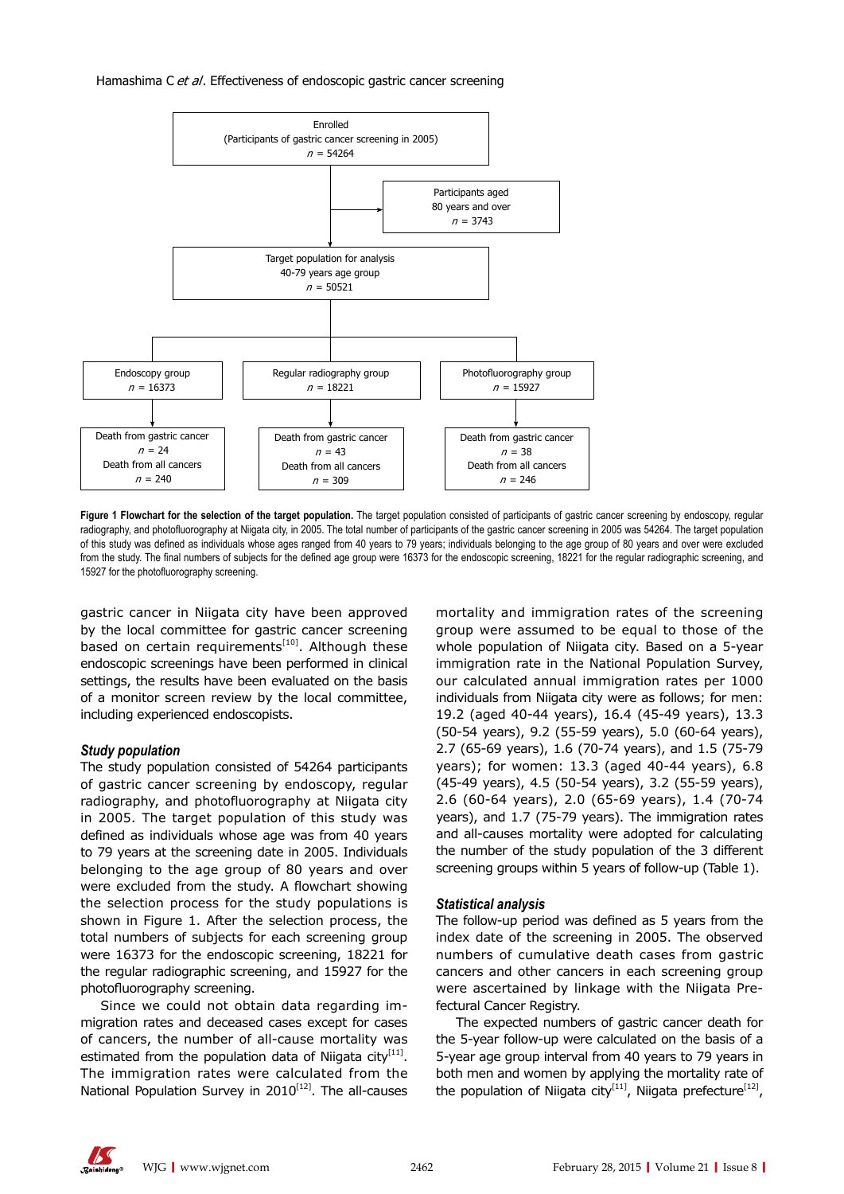Enrolled
(Participants of gastric cancer screening in 2005)
$n$ = 54264

Participants aged
80 years and over
$n$ = 3743

Target population for analysis
40-79 years age group
$n$ = 50521

Endoscopy group
$n$ = 16373

Regular radiography group
$n$ = 18221

Photofluorography group
$n$ = 15927

Death from gastric cancer
$n$ = 24
Death from all cancers
$n$ = 240

Death from gastric cancer
$n$ = 43
Death from all cancers
$n$ = 309

Death from gastric cancer
$n$ = 38
Death from all cancers
$n$ = 246

**Figure 1 Flowchart for the selection of the target population.** The target population consisted of participants of gastric cancer screening by endoscopy, regular radiography, and photofluorography at Niigata city, in 2005. The total number of participants of the gastric cancer screening in 2005 was 54264. The target population of this study was defined as individuals whose ages ranged from 40 years to 79 years; individuals belonging to the age group of 80 years and over were excluded from the study. The final numbers of subjects for the defined age group were 16373 for the endoscopic screening, 18221 for the regular radiographic screening, and 15927 for the photofluorography screening.

gastric cancer in Niigata city have been approved by the local committee for gastric cancer screening based on certain requirements[10]. Although these endoscopic screenings have been performed in clinical settings, the results have been evaluated on the basis of a monitor screen review by the local committee, including experienced endoscopists.

### *Study population*

The study population consisted of 54264 participants of gastric cancer screening by endoscopy, regular radiography, and photofluorography at Niigata city in 2005. The target population of this study was defined as individuals whose age was from 40 years to 79 years at the screening date in 2005. Individuals belonging to the age group of 80 years and over were excluded from the study. A flowchart showing the selection process for the study populations is shown in Figure 1. After the selection process, the total numbers of subjects for each screening group were 16373 for the endoscopic screening, 18221 for the regular radiographic screening, and 15927 for the photofluorography screening.

Since we could not obtain data regarding immigration rates and deceased cases except for cases of cancers, the number of all-cause mortality was estimated from the population data of Niigata city[11]. The immigration rates were calculated from the National Population Survey in 2010[12]. The all-causes mortality and immigration rates of the screening group were assumed to be equal to those of the whole population of Niigata city. Based on a 5-year immigration rate in the National Population Survey, our calculated annual immigration rates per 1000 individuals from Niigata city were as follows; for men: 19.2 (aged 40-44 years), 16.4 (45-49 years), 13.3 (50-54 years), 9.2 (55-59 years), 5.0 (60-64 years), 2.7 (65-69 years), 1.6 (70-74 years), and 1.5 (75-79 years); for women: 13.3 (aged 40-44 years), 6.8 (45-49 years), 4.5 (50-54 years), 3.2 (55-59 years), 2.6 (60-64 years), 2.0 (65-69 years), 1.4 (70-74 years), and 1.7 (75-79 years). The immigration rates and all-causes mortality were adopted for calculating the number of the study population of the 3 different screening groups within 5 years of follow-up (Table 1).

### *Statistical analysis*

The follow-up period was defined as 5 years from the index date of the screening in 2005. The observed numbers of cumulative death cases from gastric cancers and other cancers in each screening group were ascertained by linkage with the Niigata Prefectural Cancer Registry.

The expected numbers of gastric cancer death for the 5-year follow-up were calculated on the basis of a 5-year age group interval from 40 years to 79 years in both men and women by applying the mortality rate of the population of Niigata city[11], Niigata prefecture[12],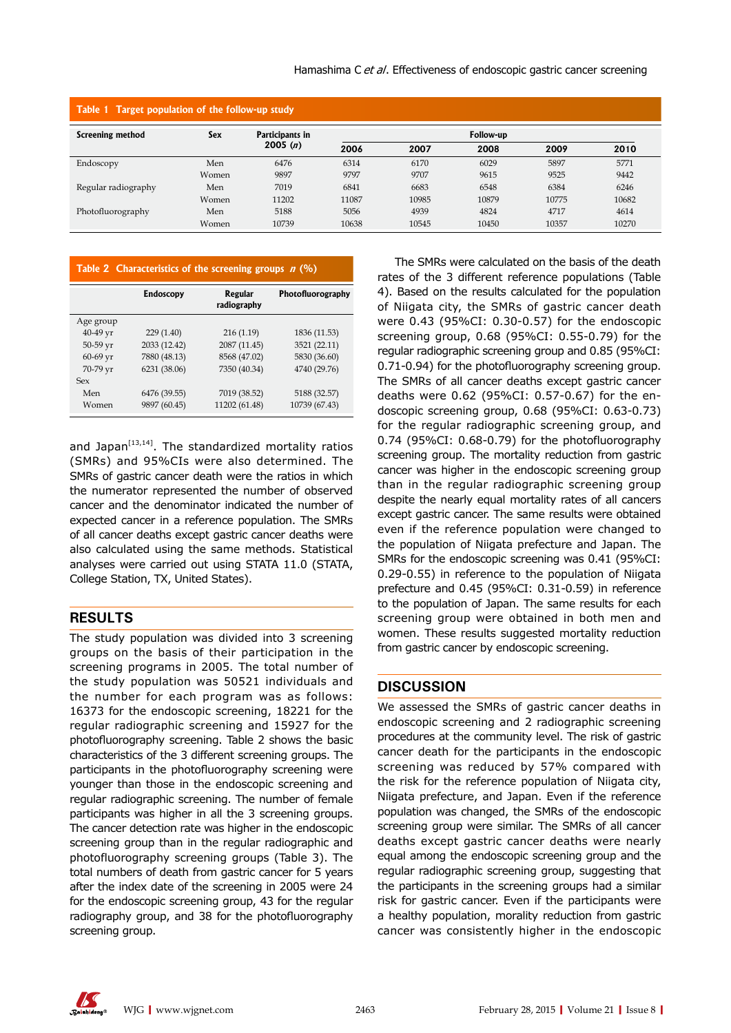**Table 1 Target population of the follow-up study**

| Screening method | Sex | Participants in 2005 (*n*) | Follow-up | | | | |
|---|---|---|---|---|---|---|---|
| | | | 2006 | 2007 | 2008 | 2009 | 2010 |
| Endoscopy | Men | 6476 | 6314 | 6170 | 6029 | 5897 | 5771 |
| | Women | 9897 | 9797 | 9707 | 9615 | 9525 | 9442 |
| Regular radiography | Men | 7019 | 6841 | 6683 | 6548 | 6384 | 6246 |
| | Women | 11202 | 11087 | 10985 | 10879 | 10775 | 10682 |
| Photofluorography | Men | 5188 | 5056 | 4939 | 4824 | 4717 | 4614 |
| | Women | 10739 | 10638 | 10545 | 10450 | 10357 | 10270 |

**Table 2 Characteristics of the screening groups *n* (%)**

| | Endoscopy | Regular radiography | Photofluorography |
|---|---|---|---|
| Age group | | | |
| 40-49 yr | 229 (1.40) | 216 (1.19) | 1836 (11.53) |
| 50-59 yr | 2033 (12.42) | 2087 (11.45) | 3521 (22.11) |
| 60-69 yr | 7880 (48.13) | 8568 (47.02) | 5830 (36.60) |
| 70-79 yr | 6231 (38.06) | 7350 (40.34) | 4740 (29.76) |
| Sex | | | |
| Men | 6476 (39.55) | 7019 (38.52) | 5188 (32.57) |
| Women | 9897 (60.45) | 11202 (61.48) | 10739 (67.43) |

and Japan[13,14]. The standardized mortality ratios (SMRs) and 95%CIs were also determined. The SMRs of gastric cancer death were the ratios in which the numerator represented the number of observed cancer and the denominator indicated the number of expected cancer in a reference population. The SMRs of all cancer deaths except gastric cancer deaths were also calculated using the same methods. Statistical analyses were carried out using STATA 11.0 (STATA, College Station, TX, United States).

## RESULTS

The study population was divided into 3 screening groups on the basis of their participation in the screening programs in 2005. The total number of the study population was 50521 individuals and the number for each program was as follows: 16373 for the endoscopic screening, 18221 for the regular radiographic screening and 15927 for the photofluorography screening. Table 2 shows the basic characteristics of the 3 different screening groups. The participants in the photofluorography screening were younger than those in the endoscopic screening and regular radiographic screening. The number of female participants was higher in all the 3 screening groups. The cancer detection rate was higher in the endoscopic screening group than in the regular radiographic and photofluorography screening groups (Table 3). The total numbers of death from gastric cancer for 5 years after the index date of the screening in 2005 were 24 for the endoscopic screening group, 43 for the regular radiography group, and 38 for the photofluorography screening group.

The SMRs were calculated on the basis of the death rates of the 3 different reference populations (Table 4). Based on the results calculated for the population of Niigata city, the SMRs of gastric cancer death were 0.43 (95%CI: 0.30-0.57) for the endoscopic screening group, 0.68 (95%CI: 0.55-0.79) for the regular radiographic screening group and 0.85 (95%CI: 0.71-0.94) for the photofluorography screening group. The SMRs of all cancer deaths except gastric cancer deaths were 0.62 (95%CI: 0.57-0.67) for the endoscopic screening group, 0.68 (95%CI: 0.63-0.73) for the regular radiographic screening group, and 0.74 (95%CI: 0.68-0.79) for the photofluorography screening group. The mortality reduction from gastric cancer was higher in the endoscopic screening group than in the regular radiographic screening group despite the nearly equal mortality rates of all cancers except gastric cancer. The same results were obtained even if the reference population were changed to the population of Niigata prefecture and Japan. The SMRs for the endoscopic screening was 0.41 (95%CI: 0.29-0.55) in reference to the population of Niigata prefecture and 0.45 (95%CI: 0.31-0.59) in reference to the population of Japan. The same results for each screening group were obtained in both men and women. These results suggested mortality reduction from gastric cancer by endoscopic screening.

## DISCUSSION

We assessed the SMRs of gastric cancer deaths in endoscopic screening and 2 radiographic screening procedures at the community level. The risk of gastric cancer death for the participants in the endoscopic screening was reduced by 57% compared with the risk for the reference population of Niigata city, Niigata prefecture, and Japan. Even if the reference population was changed, the SMRs of the endoscopic screening group were similar. The SMRs of all cancer deaths except gastric cancer deaths were nearly equal among the endoscopic screening group and the regular radiographic screening group, suggesting that the participants in the screening groups had a similar risk for gastric cancer. Even if the participants were a healthy population, morality reduction from gastric cancer was consistently higher in the endoscopic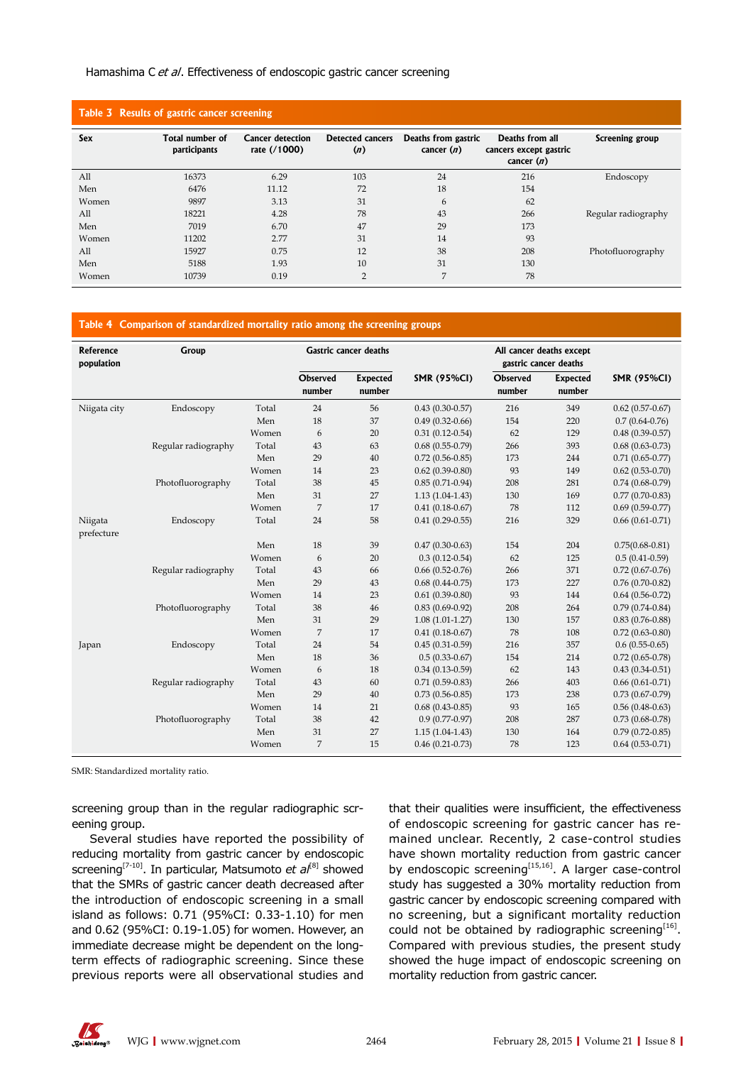**Table 3 Results of gastric cancer screening**

| Sex | Total number of participants | Cancer detection rate (/1000) | Detected cancers (*n*) | Deaths from gastric cancer (*n*) | Deaths from all cancers except gastric cancer (*n*) | Screening group |
|---|---|---|---|---|---|---|
| All | 16373 | 6.29 | 103 | 24 | 216 | Endoscopy |
| Men | 6476 | 11.12 | 72 | 18 | 154 | |
| Women | 9897 | 3.13 | 31 | 6 | 62 | |
| All | 18221 | 4.28 | 78 | 43 | 266 | Regular radiography |
| Men | 7019 | 6.70 | 47 | 29 | 173 | |
| Women | 11202 | 2.77 | 31 | 14 | 93 | |
| All | 15927 | 0.75 | 12 | 38 | 208 | Photofluorography |
| Men | 5188 | 1.93 | 10 | 31 | 130 | |
| Women | 10739 | 0.19 | 2 | 7 | 78 | |

**Table 4 Comparison of standardized mortality ratio among the screening groups**

| Reference population | Group | | Gastric cancer deaths | | | All cancer deaths except gastric cancer deaths | | |
|---|---|---|---|---|---|---|---|---|
| | | | Observed number | Expected number | SMR (95%CI) | Observed number | Expected number | SMR (95%CI) |
| Niigata city | Endoscopy | Total | 24 | 56 | 0.43 (0.30-0.57) | 216 | 349 | 0.62 (0.57-0.67) |
| | | Men | 18 | 37 | 0.49 (0.32-0.66) | 154 | 220 | 0.7 (0.64-0.76) |
| | | Women | 6 | 20 | 0.31 (0.12-0.54) | 62 | 129 | 0.48 (0.39-0.57) |
| | Regular radiography | Total | 43 | 63 | 0.68 (0.55-0.79) | 266 | 393 | 0.68 (0.63-0.73) |
| | | Men | 29 | 40 | 0.72 (0.56-0.85) | 173 | 244 | 0.71 (0.65-0.77) |
| | | Women | 14 | 23 | 0.62 (0.39-0.80) | 93 | 149 | 0.62 (0.53-0.70) |
| | Photofluorography | Total | 38 | 45 | 0.85 (0.71-0.94) | 208 | 281 | 0.74 (0.68-0.79) |
| | | Men | 31 | 27 | 1.13 (1.04-1.43) | 130 | 169 | 0.77 (0.70-0.83) |
| | | Women | 7 | 17 | 0.41 (0.18-0.67) | 78 | 112 | 0.69 (0.59-0.77) |
| Niigata prefecture | Endoscopy | Total | 24 | 58 | 0.41 (0.29-0.55) | 216 | 329 | 0.66 (0.61-0.71) |
| | | Men | 18 | 39 | 0.47 (0.30-0.63) | 154 | 204 | 0.75(0.68-0.81) |
| | | Women | 6 | 20 | 0.3 (0.12-0.54) | 62 | 125 | 0.5 (0.41-0.59) |
| | Regular radiography | Total | 43 | 66 | 0.66 (0.52-0.76) | 266 | 371 | 0.72 (0.67-0.76) |
| | | Men | 29 | 43 | 0.68 (0.44-0.75) | 173 | 227 | 0.76 (0.70-0.82) |
| | | Women | 14 | 23 | 0.61 (0.39-0.80) | 93 | 144 | 0.64 (0.56-0.72) |
| | Photofluorography | Total | 38 | 46 | 0.83 (0.69-0.92) | 208 | 264 | 0.79 (0.74-0.84) |
| | | Men | 31 | 29 | 1.08 (1.01-1.27) | 130 | 157 | 0.83 (0.76-0.88) |
| | | Women | 7 | 17 | 0.41 (0.18-0.67) | 78 | 108 | 0.72 (0.63-0.80) |
| Japan | Endoscopy | Total | 24 | 54 | 0.45 (0.31-0.59) | 216 | 357 | 0.6 (0.55-0.65) |
| | | Men | 18 | 36 | 0.5 (0.33-0.67) | 154 | 214 | 0.72 (0.65-0.78) |
| | | Women | 6 | 18 | 0.34 (0.13-0.59) | 62 | 143 | 0.43 (0.34-0.51) |
| | Regular radiography | Total | 43 | 60 | 0.71 (0.59-0.83) | 266 | 403 | 0.66 (0.61-0.71) |
| | | Men | 29 | 40 | 0.73 (0.56-0.85) | 173 | 238 | 0.73 (0.67-0.79) |
| | | Women | 14 | 21 | 0.68 (0.43-0.85) | 93 | 165 | 0.56 (0.48-0.63) |
| | Photofluorography | Total | 38 | 42 | 0.9 (0.77-0.97) | 208 | 287 | 0.73 (0.68-0.78) |
| | | Men | 31 | 27 | 1.15 (1.04-1.43) | 130 | 164 | 0.79 (0.72-0.85) |
| | | Women | 7 | 15 | 0.46 (0.21-0.73) | 78 | 123 | 0.64 (0.53-0.71) |

SMR: Standardized mortality ratio.

screening group than in the regular radiographic screening group.

Several studies have reported the possibility of reducing mortality from gastric cancer by endoscopic screening[7-10]. In particular, Matsumoto *et al*[8] showed that the SMRs of gastric cancer death decreased after the introduction of endoscopic screening in a small island as follows: 0.71 (95%CI: 0.33-1.10) for men and 0.62 (95%CI: 0.19-1.05) for women. However, an immediate decrease might be dependent on the long-term effects of radiographic screening. Since these previous reports were all observational studies and that their qualities were insufficient, the effectiveness of endoscopic screening for gastric cancer has remained unclear. Recently, 2 case-control studies have shown mortality reduction from gastric cancer by endoscopic screening[15,16]. A larger case-control study has suggested a 30% mortality reduction from gastric cancer by endoscopic screening compared with no screening, but a significant mortality reduction could not be obtained by radiographic screening[16]. Compared with previous studies, the present study showed the huge impact of endoscopic screening on mortality reduction from gastric cancer.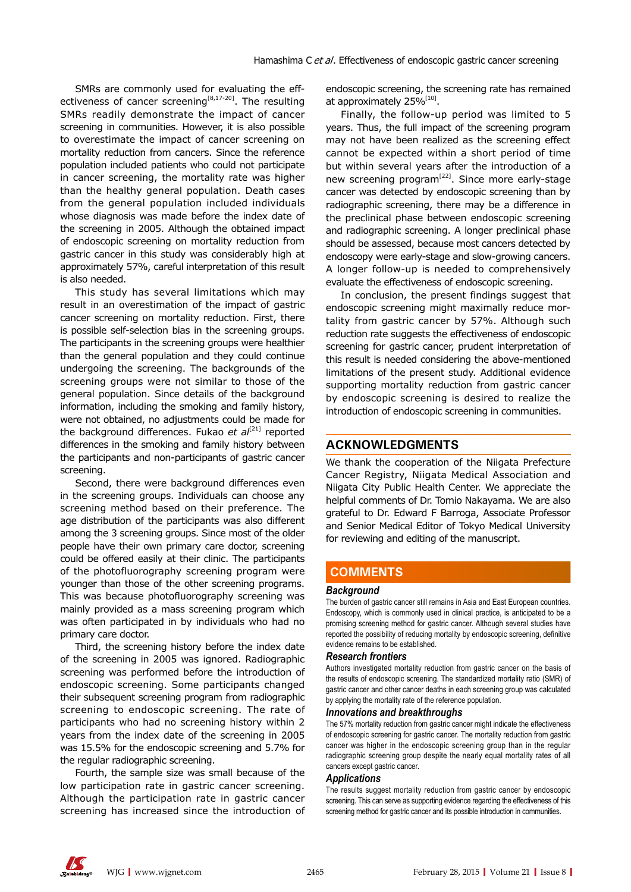SMRs are commonly used for evaluating the effectiveness of cancer screening[8,17-20]. The resulting SMRs readily demonstrate the impact of cancer screening in communities. However, it is also possible to overestimate the impact of cancer screening on mortality reduction from cancers. Since the reference population included patients who could not participate in cancer screening, the mortality rate was higher than the healthy general population. Death cases from the general population included individuals whose diagnosis was made before the index date of the screening in 2005. Although the obtained impact of endoscopic screening on mortality reduction from gastric cancer in this study was considerably high at approximately 57%, careful interpretation of this result is also needed.

This study has several limitations which may result in an overestimation of the impact of gastric cancer screening on mortality reduction. First, there is possible self-selection bias in the screening groups. The participants in the screening groups were healthier than the general population and they could continue undergoing the screening. The backgrounds of the screening groups were not similar to those of the general population. Since details of the background information, including the smoking and family history, were not obtained, no adjustments could be made for the background differences. Fukao *et al*[21] reported differences in the smoking and family history between the participants and non-participants of gastric cancer screening.

Second, there were background differences even in the screening groups. Individuals can choose any screening method based on their preference. The age distribution of the participants was also different among the 3 screening groups. Since most of the older people have their own primary care doctor, screening could be offered easily at their clinic. The participants of the photofluorography screening program were younger than those of the other screening programs. This was because photofluorography screening was mainly provided as a mass screening program which was often participated in by individuals who had no primary care doctor.

Third, the screening history before the index date of the screening in 2005 was ignored. Radiographic screening was performed before the introduction of endoscopic screening. Some participants changed their subsequent screening program from radiographic screening to endoscopic screening. The rate of participants who had no screening history within 2 years from the index date of the screening in 2005 was 15.5% for the endoscopic screening and 5.7% for the regular radiographic screening.

Fourth, the sample size was small because of the low participation rate in gastric cancer screening. Although the participation rate in gastric cancer screening has increased since the introduction of endoscopic screening, the screening rate has remained at approximately 25%[10].

Finally, the follow-up period was limited to 5 years. Thus, the full impact of the screening program may not have been realized as the screening effect cannot be expected within a short period of time but within several years after the introduction of a new screening program[22]. Since more early-stage cancer was detected by endoscopic screening than by radiographic screening, there may be a difference in the preclinical phase between endoscopic screening and radiographic screening. A longer preclinical phase should be assessed, because most cancers detected by endoscopy were early-stage and slow-growing cancers. A longer follow-up is needed to comprehensively evaluate the effectiveness of endoscopic screening.

In conclusion, the present findings suggest that endoscopic screening might maximally reduce mortality from gastric cancer by 57%. Although such reduction rate suggests the effectiveness of endoscopic screening for gastric cancer, prudent interpretation of this result is needed considering the above-mentioned limitations of the present study. Additional evidence supporting mortality reduction from gastric cancer by endoscopic screening is desired to realize the introduction of endoscopic screening in communities.

## ACKNOWLEDGMENTS

We thank the cooperation of the Niigata Prefecture Cancer Registry, Niigata Medical Association and Niigata City Public Health Center. We appreciate the helpful comments of Dr. Tomio Nakayama. We are also grateful to Dr. Edward F Barroga, Associate Professor and Senior Medical Editor of Tokyo Medical University for reviewing and editing of the manuscript.

## COMMENTS

### Background

The burden of gastric cancer still remains in Asia and East European countries. Endoscopy, which is commonly used in clinical practice, is anticipated to be a promising screening method for gastric cancer. Although several studies have reported the possibility of reducing mortality by endoscopic screening, definitive evidence remains to be established.

### Research frontiers

Authors investigated mortality reduction from gastric cancer on the basis of the results of endoscopic screening. The standardized mortality ratio (SMR) of gastric cancer and other cancer deaths in each screening group was calculated by applying the mortality rate of the reference population.

### Innovations and breakthroughs

The 57% mortality reduction from gastric cancer might indicate the effectiveness of endoscopic screening for gastric cancer. The mortality reduction from gastric cancer was higher in the endoscopic screening group than in the regular radiographic screening group despite the nearly equal mortality rates of all cancers except gastric cancer.

### Applications

The results suggest mortality reduction from gastric cancer by endoscopic screening. This can serve as supporting evidence regarding the effectiveness of this screening method for gastric cancer and its possible introduction in communities.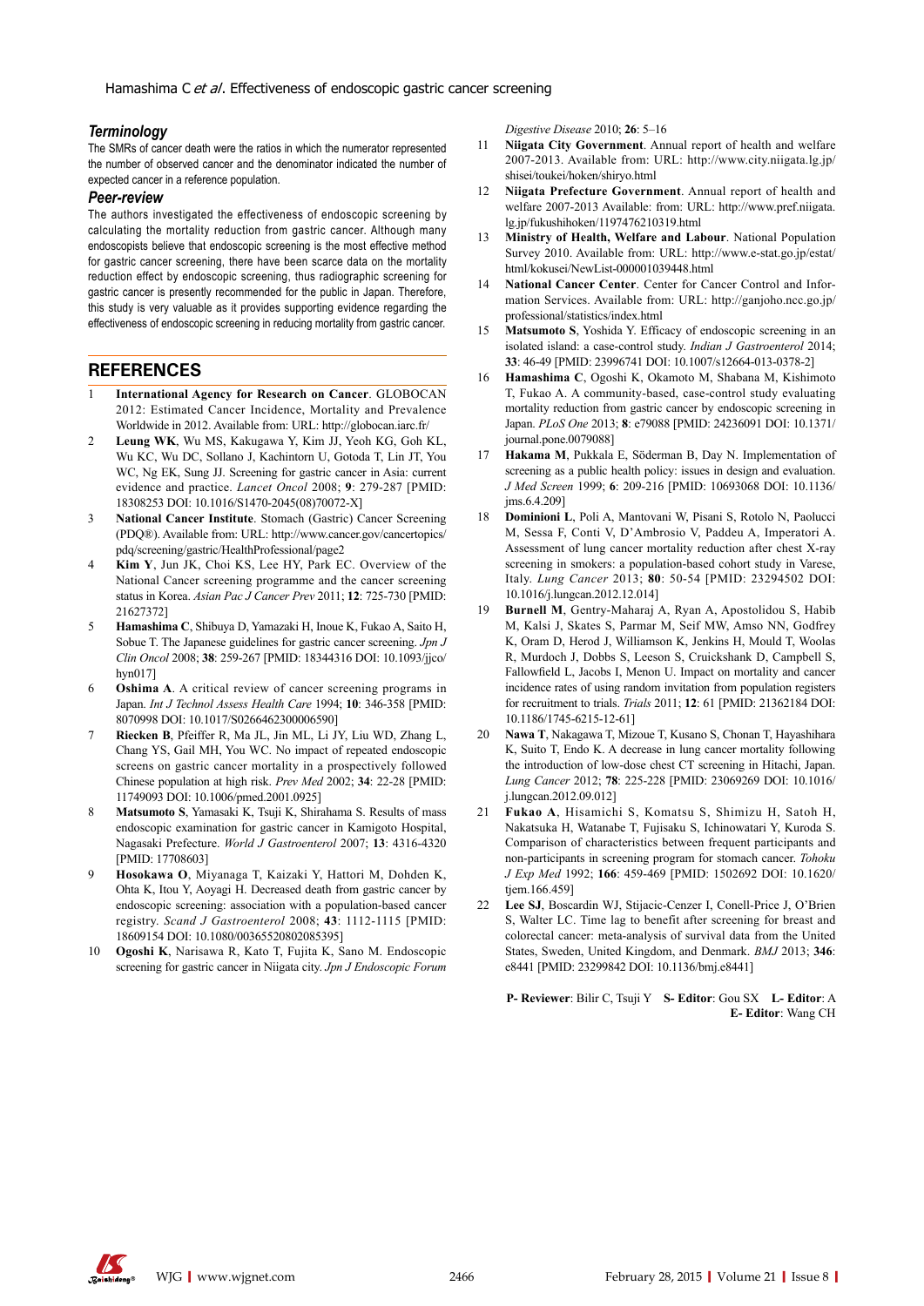### Terminology

The SMRs of cancer death were the ratios in which the numerator represented the number of observed cancer and the denominator indicated the number of expected cancer in a reference population.

### Peer-review

The authors investigated the effectiveness of endoscopic screening by calculating the mortality reduction from gastric cancer. Although many endoscopists believe that endoscopic screening is the most effective method for gastric cancer screening, there have been scarce data on the mortality reduction effect by endoscopic screening, thus radiographic screening for gastric cancer is presently recommended for the public in Japan. Therefore, this study is very valuable as it provides supporting evidence regarding the effectiveness of endoscopic screening in reducing mortality from gastric cancer.

## REFERENCES

1. **International Agency for Research on Cancer**. GLOBOCAN 2012: Estimated Cancer Incidence, Mortality and Prevalence Worldwide in 2012. Available from: URL: http://globocan.iarc.fr/
2. **Leung WK**, Wu MS, Kakugawa Y, Kim JJ, Yeoh KG, Goh KL, Wu KC, Wu DC, Sollano J, Kachintorn U, Gotoda T, Lin JT, You WC, Ng EK, Sung JJ. Screening for gastric cancer in Asia: current evidence and practice. *Lancet Oncol* 2008; **9**: 279-287 [PMID: 18308253 DOI: 10.1016/S1470-2045(08)70072-X]
3. **National Cancer Institute**. Stomach (Gastric) Cancer Screening (PDQ®). Available from: URL: http://www.cancer.gov/cancertopics/pdq/screening/gastric/HealthProfessional/page2
4. **Kim Y**, Jun JK, Choi KS, Lee HY, Park EC. Overview of the National Cancer screening programme and the cancer screening status in Korea. *Asian Pac J Cancer Prev* 2011; **12**: 725-730 [PMID: 21627372]
5. **Hamashima C**, Shibuya D, Yamazaki H, Inoue K, Fukao A, Saito H, Sobue T. The Japanese guidelines for gastric cancer screening. *Jpn J Clin Oncol* 2008; **38**: 259-267 [PMID: 18344316 DOI: 10.1093/jjco/hyn017]
6. **Oshima A**. A critical review of cancer screening programs in Japan. *Int J Technol Assess Health Care* 1994; **10**: 346-358 [PMID: 8070998 DOI: 10.1017/S0266462300006590]
7. **Riecken B**, Pfeiffer R, Ma JL, Jin ML, Li JY, Liu WD, Zhang L, Chang YS, Gail MH, You WC. No impact of repeated endoscopic screens on gastric cancer mortality in a prospectively followed Chinese population at high risk. *Prev Med* 2002; **34**: 22-28 [PMID: 11749093 DOI: 10.1006/pmed.2001.0925]
8. **Matsumoto S**, Yamasaki K, Tsuji K, Shirahama S. Results of mass endoscopic examination for gastric cancer in Kamigoto Hospital, Nagasaki Prefecture. *World J Gastroenterol* 2007; **13**: 4316-4320 [PMID: 17708603]
9. **Hosokawa O**, Miyanaga T, Kaizaki Y, Hattori M, Dohden K, Ohta K, Itou Y, Aoyagi H. Decreased death from gastric cancer by endoscopic screening: association with a population-based cancer registry. *Scand J Gastroenterol* 2008; **43**: 1112-1115 [PMID: 18609154 DOI: 10.1080/00365520802085395]
10. **Ogoshi K**, Narisawa R, Kato T, Fujita K, Sano M. Endoscopic screening for gastric cancer in Niigata city. *Jpn J Endoscopic Forum Digestive Disease* 2010; **26**: 5–16
11. **Niigata City Government**. Annual report of health and welfare 2007-2013. Available from: URL: http://www.city.niigata.lg.jp/shisei/toukei/hoken/shiryo.html
12. **Niigata Prefecture Government**. Annual report of health and welfare 2007-2013 Available: from: URL: http://www.pref.niigata.lg.jp/fukushihoken/1197476210319.html
13. **Ministry of Health, Welfare and Labour**. National Population Survey 2010. Available from: URL: http://www.e-stat.go.jp/estat/html/kokusei/NewList-000001039448.html
14. **National Cancer Center**. Center for Cancer Control and Information Services. Available from: URL: http://ganjoho.ncc.go.jp/professional/statistics/index.html
15. **Matsumoto S**, Yoshida Y. Efficacy of endoscopic screening in an isolated island: a case-control study. *Indian J Gastroenterol* 2014; **33**: 46-49 [PMID: 23996741 DOI: 10.1007/s12664-013-0378-2]
16. **Hamashima C**, Ogoshi K, Okamoto M, Shabana M, Kishimoto T, Fukao A. A community-based, case-control study evaluating mortality reduction from gastric cancer by endoscopic screening in Japan. *PLoS One* 2013; **8**: e79088 [PMID: 24236091 DOI: 10.1371/journal.pone.0079088]
17. **Hakama M**, Pukkala E, Söderman B, Day N. Implementation of screening as a public health policy: issues in design and evaluation. *J Med Screen* 1999; **6**: 209-216 [PMID: 10693068 DOI: 10.1136/jms.6.4.209]
18. **Dominioni L**, Poli A, Mantovani W, Pisani S, Rotolo N, Paolucci M, Sessa F, Conti V, D'Ambrosio V, Paddeu A, Imperatori A. Assessment of lung cancer mortality reduction after chest X-ray screening in smokers: a population-based cohort study in Varese, Italy. *Lung Cancer* 2013; **80**: 50-54 [PMID: 23294502 DOI: 10.1016/j.lungcan.2012.12.014]
19. **Burnell M**, Gentry-Maharaj A, Ryan A, Apostolidou S, Habib M, Kalsi J, Skates S, Parmar M, Seif MW, Amso NN, Godfrey K, Oram D, Herod J, Williamson K, Jenkins H, Mould T, Woolas R, Murdoch J, Dobbs S, Leeson S, Cruickshank D, Campbell S, Fallowfield L, Jacobs I, Menon U. Impact on mortality and cancer incidence rates of using random invitation from population registers for recruitment to trials. *Trials* 2011; **12**: 61 [PMID: 21362184 DOI: 10.1186/1745-6215-12-61]
20. **Nawa T**, Nakagawa T, Mizoue T, Kusano S, Chonan T, Hayashihara K, Suito T, Endo K. A decrease in lung cancer mortality following the introduction of low-dose chest CT screening in Hitachi, Japan. *Lung Cancer* 2012; **78**: 225-228 [PMID: 23069269 DOI: 10.1016/j.lungcan.2012.09.012]
21. **Fukao A**, Hisamichi S, Komatsu S, Shimizu H, Satoh H, Nakatsuka H, Watanabe T, Fujisaku S, Ichinowatari Y, Kuroda S. Comparison of characteristics between frequent participants and non-participants in screening program for stomach cancer. *Tohoku J Exp Med* 1992; **166**: 459-469 [PMID: 1502692 DOI: 10.1620/tjem.166.459]
22. **Lee SJ**, Boscardin WJ, Stijacic-Cenzer I, Conell-Price J, O'Brien S, Walter LC. Time lag to benefit after screening for breast and colorectal cancer: meta-analysis of survival data from the United States, Sweden, United Kingdom, and Denmark. *BMJ* 2013; **346**: e8441 [PMID: 23299842 DOI: 10.1136/bmj.e8441]

**P- Reviewer**: Bilir C, Tsuji Y **S- Editor**: Gou SX **L- Editor**: A **E- Editor**: Wang CH